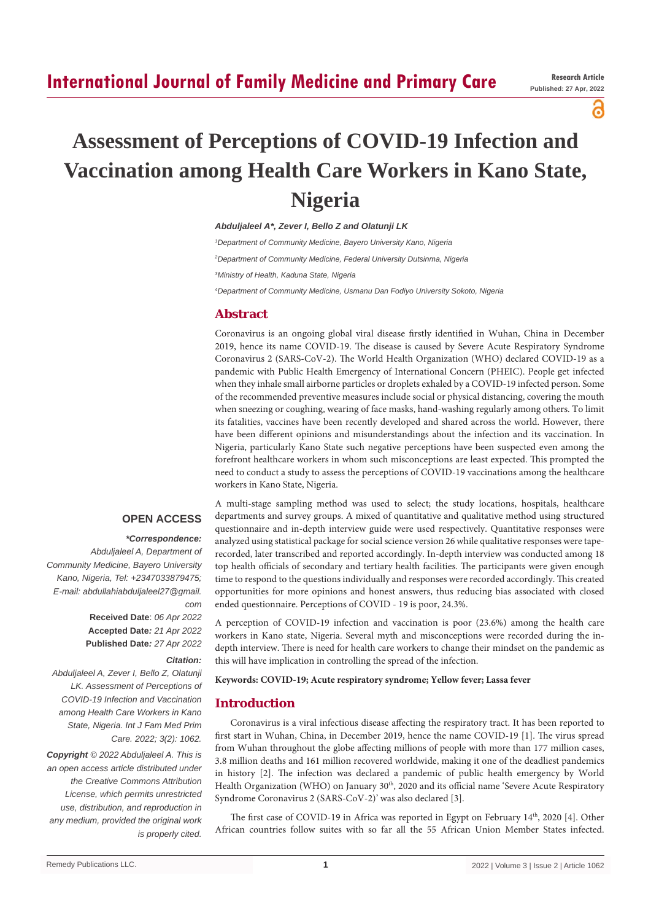# Assessment of Perceptions of COVID-19 Infection and Vaccination among Health Care Workers in Kano State, Nigeria

*Abduljaleel A*, Zever I, Bello Z and Olatunji LK*

[1]*Department of Community Medicine, Bayero University Kano, Nigeria*

[2]*Department of Community Medicine, Federal University Dutsinma, Nigeria*

[3]*Ministry of Health, Kaduna State, Nigeria*

[4]*Department of Community Medicine, Usmanu Dan Fodiyo University Sokoto, Nigeria*

## Abstract

Coronavirus is an ongoing global viral disease firstly identified in Wuhan, China in December 2019, hence its name COVID-19. The disease is caused by Severe Acute Respiratory Syndrome Coronavirus 2 (SARS-CoV-2). The World Health Organization (WHO) declared COVID-19 as a pandemic with Public Health Emergency of International Concern (PHEIC). People get infected when they inhale small airborne particles or droplets exhaled by a COVID-19 infected person. Some of the recommended preventive measures include social or physical distancing, covering the mouth when sneezing or coughing, wearing of face masks, hand-washing regularly among others. To limit its fatalities, vaccines have been recently developed and shared across the world. However, there have been different opinions and misunderstandings about the infection and its vaccination. In Nigeria, particularly Kano State such negative perceptions have been suspected even among the forefront healthcare workers in whom such misconceptions are least expected. This prompted the need to conduct a study to assess the perceptions of COVID-19 vaccinations among the healthcare workers in Kano State, Nigeria.

A multi-stage sampling method was used to select; the study locations, hospitals, healthcare departments and survey groups. A mixed of quantitative and qualitative method using structured questionnaire and in-depth interview guide were used respectively. Quantitative responses were analyzed using statistical package for social science version 26 while qualitative responses were tape-recorded, later transcribed and reported accordingly. In-depth interview was conducted among 18 top health officials of secondary and tertiary health facilities. The participants were given enough time to respond to the questions individually and responses were recorded accordingly. This created opportunities for more opinions and honest answers, thus reducing bias associated with closed ended questionnaire. Perceptions of COVID - 19 is poor, 24.3%.

A perception of COVID-19 infection and vaccination is poor (23.6%) among the health care workers in Kano state, Nigeria. Several myth and misconceptions were recorded during the in-depth interview. There is need for health care workers to change their mindset on the pandemic as this will have implication in controlling the spread of the infection.

**Keywords: COVID-19; Acute respiratory syndrome; Yellow fever; Lassa fever**

**OPEN ACCESS**

***Correspondence:***

*Abduljaleel A, Department of Community Medicine, Bayero University Kano, Nigeria, Tel: +2347033879475; E-mail: abdullahiabduljaleel27@gmail.com*

**Received Date**: *06 Apr 2022*

**Accepted Date**: *21 Apr 2022*

**Published Date**: *27 Apr 2022*

***Citation:***

*Abduljaleel A, Zever I, Bello Z, Olatunji LK. Assessment of Perceptions of COVID-19 Infection and Vaccination among Health Care Workers in Kano State, Nigeria. Int J Fam Med Prim Care. 2022; 3(2): 1062.*

***Copyright** © 2022 Abduljaleel A. This is an open access article distributed under the Creative Commons Attribution License, which permits unrestricted use, distribution, and reproduction in any medium, provided the original work is properly cited.*

## Introduction

Coronavirus is a viral infectious disease affecting the respiratory tract. It has been reported to first start in Wuhan, China, in December 2019, hence the name COVID-19 [1]. The virus spread from Wuhan throughout the globe affecting millions of people with more than 177 million cases, 3.8 million deaths and 161 million recovered worldwide, making it one of the deadliest pandemics in history [2]. The infection was declared a pandemic of public health emergency by World Health Organization (WHO) on January 30th, 2020 and its official name 'Severe Acute Respiratory Syndrome Coronavirus 2 (SARS-CoV-2)' was also declared [3].

The first case of COVID-19 in Africa was reported in Egypt on February 14th, 2020 [4]. Other African countries follow suites with so far all the 55 African Union Member States infected.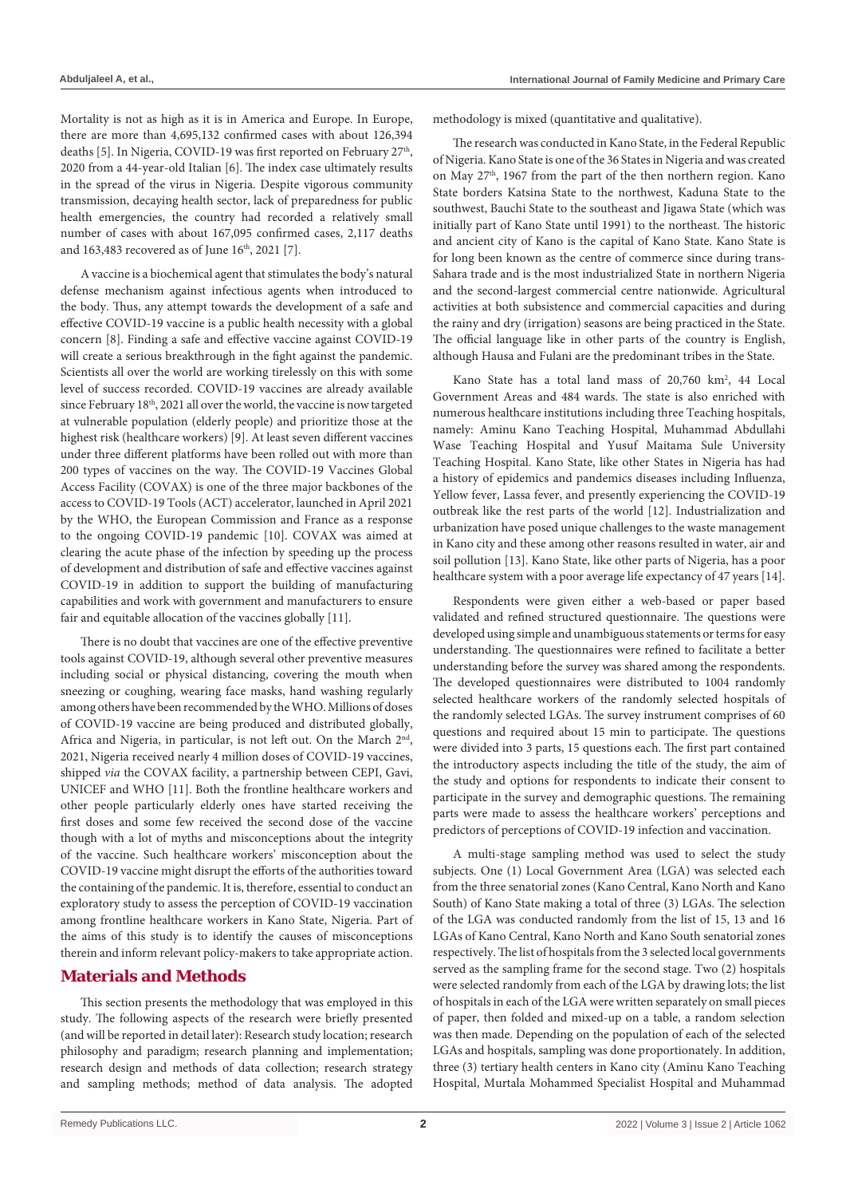Mortality is not as high as it is in America and Europe. In Europe, there are more than 4,695,132 confirmed cases with about 126,394 deaths [5]. In Nigeria, COVID-19 was first reported on February 27th, 2020 from a 44-year-old Italian [6]. The index case ultimately results in the spread of the virus in Nigeria. Despite vigorous community transmission, decaying health sector, lack of preparedness for public health emergencies, the country had recorded a relatively small number of cases with about 167,095 confirmed cases, 2,117 deaths and 163,483 recovered as of June 16th, 2021 [7].

A vaccine is a biochemical agent that stimulates the body's natural defense mechanism against infectious agents when introduced to the body. Thus, any attempt towards the development of a safe and effective COVID-19 vaccine is a public health necessity with a global concern [8]. Finding a safe and effective vaccine against COVID-19 will create a serious breakthrough in the fight against the pandemic. Scientists all over the world are working tirelessly on this with some level of success recorded. COVID-19 vaccines are already available since February 18th, 2021 all over the world, the vaccine is now targeted at vulnerable population (elderly people) and prioritize those at the highest risk (healthcare workers) [9]. At least seven different vaccines under three different platforms have been rolled out with more than 200 types of vaccines on the way. The COVID-19 Vaccines Global Access Facility (COVAX) is one of the three major backbones of the access to COVID-19 Tools (ACT) accelerator, launched in April 2021 by the WHO, the European Commission and France as a response to the ongoing COVID-19 pandemic [10]. COVAX was aimed at clearing the acute phase of the infection by speeding up the process of development and distribution of safe and effective vaccines against COVID-19 in addition to support the building of manufacturing capabilities and work with government and manufacturers to ensure fair and equitable allocation of the vaccines globally [11].

There is no doubt that vaccines are one of the effective preventive tools against COVID-19, although several other preventive measures including social or physical distancing, covering the mouth when sneezing or coughing, wearing face masks, hand washing regularly among others have been recommended by the WHO. Millions of doses of COVID-19 vaccine are being produced and distributed globally, Africa and Nigeria, in particular, is not left out. On the March 2nd, 2021, Nigeria received nearly 4 million doses of COVID-19 vaccines, shipped *via* the COVAX facility, a partnership between CEPI, Gavi, UNICEF and WHO [11]. Both the frontline healthcare workers and other people particularly elderly ones have started receiving the first doses and some few received the second dose of the vaccine though with a lot of myths and misconceptions about the integrity of the vaccine. Such healthcare workers' misconception about the COVID-19 vaccine might disrupt the efforts of the authorities toward the containing of the pandemic. It is, therefore, essential to conduct an exploratory study to assess the perception of COVID-19 vaccination among frontline healthcare workers in Kano State, Nigeria. Part of the aims of this study is to identify the causes of misconceptions therein and inform relevant policy-makers to take appropriate action.

## Materials and Methods

This section presents the methodology that was employed in this study. The following aspects of the research were briefly presented (and will be reported in detail later): Research study location; research philosophy and paradigm; research planning and implementation; research design and methods of data collection; research strategy and sampling methods; method of data analysis. The adopted methodology is mixed (quantitative and qualitative).

The research was conducted in Kano State, in the Federal Republic of Nigeria. Kano State is one of the 36 States in Nigeria and was created on May 27th, 1967 from the part of the then northern region. Kano State borders Katsina State to the northwest, Kaduna State to the southwest, Bauchi State to the southeast and Jigawa State (which was initially part of Kano State until 1991) to the northeast. The historic and ancient city of Kano is the capital of Kano State. Kano State is for long been known as the centre of commerce since during trans-Sahara trade and is the most industrialized State in northern Nigeria and the second-largest commercial centre nationwide. Agricultural activities at both subsistence and commercial capacities and during the rainy and dry (irrigation) seasons are being practiced in the State. The official language like in other parts of the country is English, although Hausa and Fulani are the predominant tribes in the State.

Kano State has a total land mass of 20,760 km$^2$, 44 Local Government Areas and 484 wards. The state is also enriched with numerous healthcare institutions including three Teaching hospitals, namely: Aminu Kano Teaching Hospital, Muhammad Abdullahi Wase Teaching Hospital and Yusuf Maitama Sule University Teaching Hospital. Kano State, like other States in Nigeria has had a history of epidemics and pandemics diseases including Influenza, Yellow fever, Lassa fever, and presently experiencing the COVID-19 outbreak like the rest parts of the world [12]. Industrialization and urbanization have posed unique challenges to the waste management in Kano city and these among other reasons resulted in water, air and soil pollution [13]. Kano State, like other parts of Nigeria, has a poor healthcare system with a poor average life expectancy of 47 years [14].

Respondents were given either a web-based or paper based validated and refined structured questionnaire. The questions were developed using simple and unambiguous statements or terms for easy understanding. The questionnaires were refined to facilitate a better understanding before the survey was shared among the respondents. The developed questionnaires were distributed to 1004 randomly selected healthcare workers of the randomly selected hospitals of the randomly selected LGAs. The survey instrument comprises of 60 questions and required about 15 min to participate. The questions were divided into 3 parts, 15 questions each. The first part contained the introductory aspects including the title of the study, the aim of the study and options for respondents to indicate their consent to participate in the survey and demographic questions. The remaining parts were made to assess the healthcare workers' perceptions and predictors of perceptions of COVID-19 infection and vaccination.

A multi-stage sampling method was used to select the study subjects. One (1) Local Government Area (LGA) was selected each from the three senatorial zones (Kano Central, Kano North and Kano South) of Kano State making a total of three (3) LGAs. The selection of the LGA was conducted randomly from the list of 15, 13 and 16 LGAs of Kano Central, Kano North and Kano South senatorial zones respectively. The list of hospitals from the 3 selected local governments served as the sampling frame for the second stage. Two (2) hospitals were selected randomly from each of the LGA by drawing lots; the list of hospitals in each of the LGA were written separately on small pieces of paper, then folded and mixed-up on a table, a random selection was then made. Depending on the population of each of the selected LGAs and hospitals, sampling was done proportionately. In addition, three (3) tertiary health centers in Kano city (Aminu Kano Teaching Hospital, Murtala Mohammed Specialist Hospital and Muhammad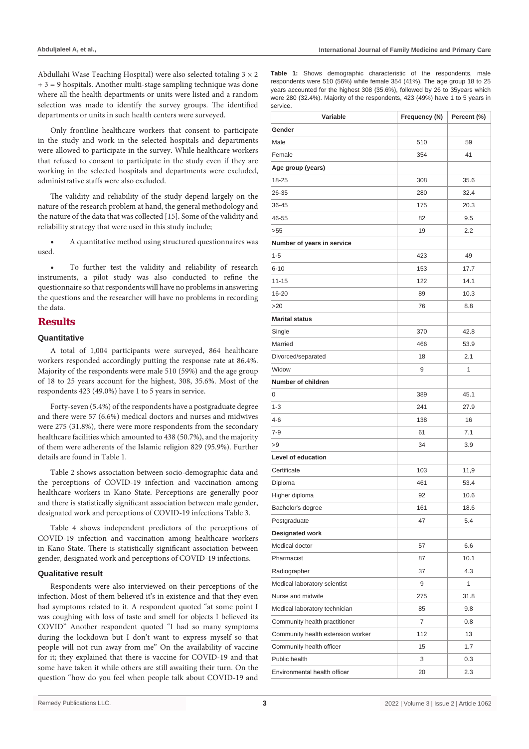Abdullahi Wase Teaching Hospital) were also selected totaling 3 × 2 + 3 = 9 hospitals. Another multi-stage sampling technique was done where all the health departments or units were listed and a random selection was made to identify the survey groups. The identified departments or units in such health centers were surveyed.

Only frontline healthcare workers that consent to participate in the study and work in the selected hospitals and departments were allowed to participate in the survey. While healthcare workers that refused to consent to participate in the study even if they are working in the selected hospitals and departments were excluded, administrative staffs were also excluded.

The validity and reliability of the study depend largely on the nature of the research problem at hand, the general methodology and the nature of the data that was collected [15]. Some of the validity and reliability strategy that were used in this study include;

- A quantitative method using structured questionnaires was used.

- To further test the validity and reliability of research instruments, a pilot study was also conducted to refine the questionnaire so that respondents will have no problems in answering the questions and the researcher will have no problems in recording the data.

## Results

### Quantitative

A total of 1,004 participants were surveyed, 864 healthcare workers responded accordingly putting the response rate at 86.4%. Majority of the respondents were male 510 (59%) and the age group of 18 to 25 years account for the highest, 308, 35.6%. Most of the respondents 423 (49.0%) have 1 to 5 years in service.

Forty-seven (5.4%) of the respondents have a postgraduate degree and there were 57 (6.6%) medical doctors and nurses and midwives were 275 (31.8%), there were more respondents from the secondary healthcare facilities which amounted to 438 (50.7%), and the majority of them were adherents of the Islamic religion 829 (95.9%). Further details are found in Table 1.

Table 2 shows association between socio-demographic data and the perceptions of COVID-19 infection and vaccination among healthcare workers in Kano State. Perceptions are generally poor and there is statistically significant association between male gender, designated work and perceptions of COVID-19 infections Table 3.

Table 4 shows independent predictors of the perceptions of COVID-19 infection and vaccination among healthcare workers in Kano State. There is statistically significant association between gender, designated work and perceptions of COVID-19 infections.

### Qualitative result

Respondents were also interviewed on their perceptions of the infection. Most of them believed it's in existence and that they even had symptoms related to it. A respondent quoted "at some point I was coughing with loss of taste and smell for objects I believed its COVID" Another respondent quoted "I had so many symptoms during the lockdown but I don't want to express myself so that people will not run away from me" On the availability of vaccine for it; they explained that there is vaccine for COVID-19 and that some have taken it while others are still awaiting their turn. On the question "how do you feel when people talk about COVID-19 and

**Table 1:** Shows demographic characteristic of the respondents, male respondents were 510 (56%) while female 354 (41%). The age group 18 to 25 years accounted for the highest 308 (35.6%), followed by 26 to 35years which were 280 (32.4%). Majority of the respondents, 423 (49%) have 1 to 5 years in service.

| Variable | Frequency (N) | Percent (%) |
|---|---|---|
| **Gender** | | |
| Male | 510 | 59 |
| Female | 354 | 41 |
| **Age group (years)** | | |
| 18-25 | 308 | 35.6 |
| 26-35 | 280 | 32.4 |
| 36-45 | 175 | 20.3 |
| 46-55 | 82 | 9.5 |
| >55 | 19 | 2.2 |
| **Number of years in service** | | |
| 1-5 | 423 | 49 |
| 6-10 | 153 | 17.7 |
| 11-15 | 122 | 14.1 |
| 16-20 | 89 | 10.3 |
| >20 | 76 | 8.8 |
| **Marital status** | | |
| Single | 370 | 42.8 |
| Married | 466 | 53.9 |
| Divorced/separated | 18 | 2.1 |
| Widow | 9 | 1 |
| **Number of children** | | |
| 0 | 389 | 45.1 |
| 1-3 | 241 | 27.9 |
| 4-6 | 138 | 16 |
| 7-9 | 61 | 7.1 |
| >9 | 34 | 3.9 |
| **Level of education** | | |
| Certificate | 103 | 11,9 |
| Diploma | 461 | 53.4 |
| Higher diploma | 92 | 10.6 |
| Bachelor's degree | 161 | 18.6 |
| Postgraduate | 47 | 5.4 |
| **Designated work** | | |
| Medical doctor | 57 | 6.6 |
| Pharmacist | 87 | 10.1 |
| Radiographer | 37 | 4.3 |
| Medical laboratory scientist | 9 | 1 |
| Nurse and midwife | 275 | 31.8 |
| Medical laboratory technician | 85 | 9.8 |
| Community health practitioner | 7 | 0.8 |
| Community health extension worker | 112 | 13 |
| Community health officer | 15 | 1.7 |
| Public health | 3 | 0.3 |
| Environmental health officer | 20 | 2.3 |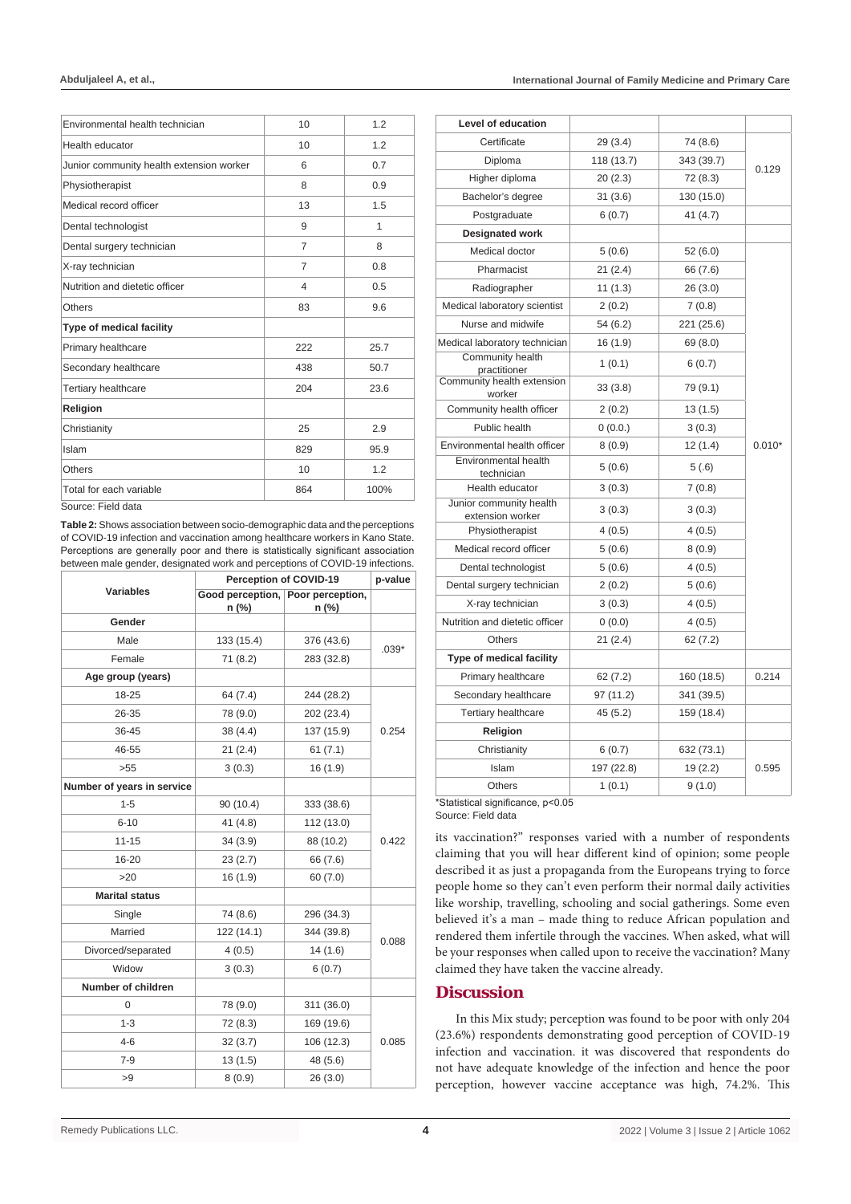| | | |
|---|---|---|
| Environmental health technician | 10 | 1.2 |
| Health educator | 10 | 1.2 |
| Junior community health extension worker | 6 | 0.7 |
| Physiotherapist | 8 | 0.9 |
| Medical record officer | 13 | 1.5 |
| Dental technologist | 9 | 1 |
| Dental surgery technician | 7 | 8 |
| X-ray technician | 7 | 0.8 |
| Nutrition and dietetic officer | 4 | 0.5 |
| Others | 83 | 9.6 |
| **Type of medical facility** | | |
| Primary healthcare | 222 | 25.7 |
| Secondary healthcare | 438 | 50.7 |
| Tertiary healthcare | 204 | 23.6 |
| **Religion** | | |
| Christianity | 25 | 2.9 |
| Islam | 829 | 95.9 |
| Others | 10 | 1.2 |
| Total for each variable | 864 | 100% |

Source: Field data

**Table 2:** Shows association between socio-demographic data and the perceptions of COVID-19 infection and vaccination among healthcare workers in Kano State. Perceptions are generally poor and there is statistically significant association between male gender, designated work and perceptions of COVID-19 infections.

| Variables | Perception of COVID-19 | | p-value |
|---|---|---|---|
| | Good perception, n (%) | Poor perception, n (%) | |
| **Gender** | | | |
| Male | 133 (15.4) | 376 (43.6) | .039* |
| Female | 71 (8.2) | 283 (32.8) | |
| **Age group (years)** | | | |
| 18-25 | 64 (7.4) | 244 (28.2) | 0.254 |
| 26-35 | 78 (9.0) | 202 (23.4) | |
| 36-45 | 38 (4.4) | 137 (15.9) | |
| 46-55 | 21 (2.4) | 61 (7.1) | |
| >55 | 3 (0.3) | 16 (1.9) | |
| **Number of years in service** | | | |
| 1-5 | 90 (10.4) | 333 (38.6) | 0.422 |
| 6-10 | 41 (4.8) | 112 (13.0) | |
| 11-15 | 34 (3.9) | 88 (10.2) | |
| 16-20 | 23 (2.7) | 66 (7.6) | |
| >20 | 16 (1.9) | 60 (7.0) | |
| **Marital status** | | | |
| Single | 74 (8.6) | 296 (34.3) | 0.088 |
| Married | 122 (14.1) | 344 (39.8) | |
| Divorced/separated | 4 (0.5) | 14 (1.6) | |
| Widow | 3 (0.3) | 6 (0.7) | |
| **Number of children** | | | |
| 0 | 78 (9.0) | 311 (36.0) | 0.085 |
| 1-3 | 72 (8.3) | 169 (19.6) | |
| 4-6 | 32 (3.7) | 106 (12.3) | |
| 7-9 | 13 (1.5) | 48 (5.6) | |
| >9 | 8 (0.9) | 26 (3.0) | |
| **Level of education** | | | |
| Certificate | 29 (3.4) | 74 (8.6) | 0.129 |
| Diploma | 118 (13.7) | 343 (39.7) | |
| Higher diploma | 20 (2.3) | 72 (8.3) | |
| Bachelor's degree | 31 (3.6) | 130 (15.0) | |
| Postgraduate | 6 (0.7) | 41 (4.7) | |
| **Designated work** | | | |
| Medical doctor | 5 (0.6) | 52 (6.0) | 0.010* |
| Pharmacist | 21 (2.4) | 66 (7.6) | |
| Radiographer | 11 (1.3) | 26 (3.0) | |
| Medical laboratory scientist | 2 (0.2) | 7 (0.8) | |
| Nurse and midwife | 54 (6.2) | 221 (25.6) | |
| Medical laboratory technician | 16 (1.9) | 69 (8.0) | |
| Community health practitioner | 1 (0.1) | 6 (0.7) | |
| Community health extension worker | 33 (3.8) | 79 (9.1) | |
| Community health officer | 2 (0.2) | 13 (1.5) | |
| Public health | 0 (0.0.) | 3 (0.3) | |
| Environmental health officer | 8 (0.9) | 12 (1.4) | |
| Environmental health technician | 5 (0.6) | 5 (.6) | |
| Health educator | 3 (0.3) | 7 (0.8) | |
| Junior community health extension worker | 3 (0.3) | 3 (0.3) | |
| Physiotherapist | 4 (0.5) | 4 (0.5) | |
| Medical record officer | 5 (0.6) | 8 (0.9) | |
| Dental technologist | 5 (0.6) | 4 (0.5) | |
| Dental surgery technician | 2 (0.2) | 5 (0.6) | |
| X-ray technician | 3 (0.3) | 4 (0.5) | |
| Nutrition and dietetic officer | 0 (0.0) | 4 (0.5) | |
| Others | 21 (2.4) | 62 (7.2) | |
| **Type of medical facility** | | | |
| Primary healthcare | 62 (7.2) | 160 (18.5) | 0.214 |
| Secondary healthcare | 97 (11.2) | 341 (39.5) | |
| Tertiary healthcare | 45 (5.2) | 159 (18.4) | |
| **Religion** | | | |
| Christianity | 6 (0.7) | 632 (73.1) | 0.595 |
| Islam | 197 (22.8) | 19 (2.2) | |
| Others | 1 (0.1) | 9 (1.0) | |

*Statistical significance, p<0.05

Source: Field data

its vaccination?" responses varied with a number of respondents claiming that you will hear different kind of opinion; some people described it as just a propaganda from the Europeans trying to force people home so they can't even perform their normal daily activities like worship, travelling, schooling and social gatherings. Some even believed it's a man – made thing to reduce African population and rendered them infertile through the vaccines. When asked, what will be your responses when called upon to receive the vaccination? Many claimed they have taken the vaccine already.

## Discussion

In this Mix study; perception was found to be poor with only 204 (23.6%) respondents demonstrating good perception of COVID-19 infection and vaccination. it was discovered that respondents do not have adequate knowledge of the infection and hence the poor perception, however vaccine acceptance was high, 74.2%. This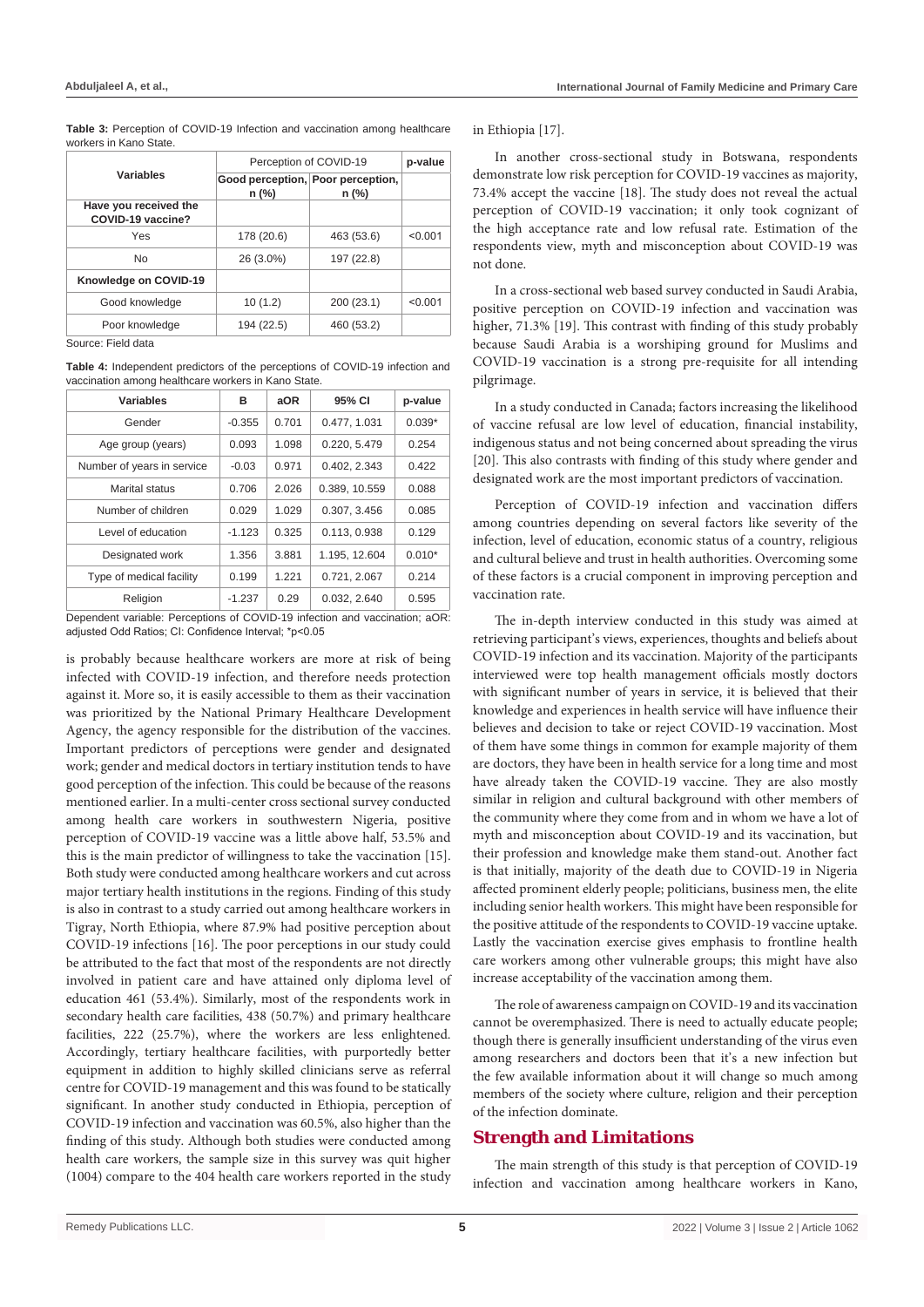**Table 3:** Perception of COVID-19 Infection and vaccination among healthcare workers in Kano State.

| Variables | Perception of COVID-19 | | p-value |
|---|---|---|---|
| | Good perception, n (%) | Poor perception, n (%) | |
| **Have you received the COVID-19 vaccine?** | | | |
| Yes | 178 (20.6) | 463 (53.6) | <0.001 |
| No | 26 (3.0%) | 197 (22.8) | |
| **Knowledge on COVID-19** | | | |
| Good knowledge | 10 (1.2) | 200 (23.1) | <0.001 |
| Poor knowledge | 194 (22.5) | 460 (53.2) | |

Source: Field data

**Table 4:** Independent predictors of the perceptions of COVID-19 infection and vaccination among healthcare workers in Kano State.

| Variables | B | aOR | 95% CI | p-value |
|---|---|---|---|---|
| Gender | -0.355 | 0.701 | 0.477, 1.031 | 0.039* |
| Age group (years) | 0.093 | 1.098 | 0.220, 5.479 | 0.254 |
| Number of years in service | -0.03 | 0.971 | 0.402, 2.343 | 0.422 |
| Marital status | 0.706 | 2.026 | 0.389, 10.559 | 0.088 |
| Number of children | 0.029 | 1.029 | 0.307, 3.456 | 0.085 |
| Level of education | -1.123 | 0.325 | 0.113, 0.938 | 0.129 |
| Designated work | 1.356 | 3.881 | 1.195, 12.604 | 0.010* |
| Type of medical facility | 0.199 | 1.221 | 0.721, 2.067 | 0.214 |
| Religion | -1.237 | 0.29 | 0.032, 2.640 | 0.595 |

Dependent variable: Perceptions of COVID-19 infection and vaccination; aOR: adjusted Odd Ratios; CI: Confidence Interval; *p<0.05

is probably because healthcare workers are more at risk of being infected with COVID-19 infection, and therefore needs protection against it. More so, it is easily accessible to them as their vaccination was prioritized by the National Primary Healthcare Development Agency, the agency responsible for the distribution of the vaccines. Important predictors of perceptions were gender and designated work; gender and medical doctors in tertiary institution tends to have good perception of the infection. This could be because of the reasons mentioned earlier. In a multi-center cross sectional survey conducted among health care workers in southwestern Nigeria, positive perception of COVID-19 vaccine was a little above half, 53.5% and this is the main predictor of willingness to take the vaccination [15]. Both study were conducted among healthcare workers and cut across major tertiary health institutions in the regions. Finding of this study is also in contrast to a study carried out among healthcare workers in Tigray, North Ethiopia, where 87.9% had positive perception about COVID-19 infections [16]. The poor perceptions in our study could be attributed to the fact that most of the respondents are not directly involved in patient care and have attained only diploma level of education 461 (53.4%). Similarly, most of the respondents work in secondary health care facilities, 438 (50.7%) and primary healthcare facilities, 222 (25.7%), where the workers are less enlightened. Accordingly, tertiary healthcare facilities, with purportedly better equipment in addition to highly skilled clinicians serve as referral centre for COVID-19 management and this was found to be statically significant. In another study conducted in Ethiopia, perception of COVID-19 infection and vaccination was 60.5%, also higher than the finding of this study. Although both studies were conducted among health care workers, the sample size in this survey was quit higher (1004) compare to the 404 health care workers reported in the study in Ethiopia [17].

In another cross-sectional study in Botswana, respondents demonstrate low risk perception for COVID-19 vaccines as majority, 73.4% accept the vaccine [18]. The study does not reveal the actual perception of COVID-19 vaccination; it only took cognizant of the high acceptance rate and low refusal rate. Estimation of the respondents view, myth and misconception about COVID-19 was not done.

In a cross-sectional web based survey conducted in Saudi Arabia, positive perception on COVID-19 infection and vaccination was higher, 71.3% [19]. This contrast with finding of this study probably because Saudi Arabia is a worshiping ground for Muslims and COVID-19 vaccination is a strong pre-requisite for all intending pilgrimage.

In a study conducted in Canada; factors increasing the likelihood of vaccine refusal are low level of education, financial instability, indigenous status and not being concerned about spreading the virus [20]. This also contrasts with finding of this study where gender and designated work are the most important predictors of vaccination.

Perception of COVID-19 infection and vaccination differs among countries depending on several factors like severity of the infection, level of education, economic status of a country, religious and cultural believe and trust in health authorities. Overcoming some of these factors is a crucial component in improving perception and vaccination rate.

The in-depth interview conducted in this study was aimed at retrieving participant's views, experiences, thoughts and beliefs about COVID-19 infection and its vaccination. Majority of the participants interviewed were top health management officials mostly doctors with significant number of years in service, it is believed that their knowledge and experiences in health service will have influence their believes and decision to take or reject COVID-19 vaccination. Most of them have some things in common for example majority of them are doctors, they have been in health service for a long time and most have already taken the COVID-19 vaccine. They are also mostly similar in religion and cultural background with other members of the community where they come from and in whom we have a lot of myth and misconception about COVID-19 and its vaccination, but their profession and knowledge make them stand-out. Another fact is that initially, majority of the death due to COVID-19 in Nigeria affected prominent elderly people; politicians, business men, the elite including senior health workers. This might have been responsible for the positive attitude of the respondents to COVID-19 vaccine uptake. Lastly the vaccination exercise gives emphasis to frontline health care workers among other vulnerable groups; this might have also increase acceptability of the vaccination among them.

The role of awareness campaign on COVID-19 and its vaccination cannot be overemphasized. There is need to actually educate people; though there is generally insufficient understanding of the virus even among researchers and doctors been that it's a new infection but the few available information about it will change so much among members of the society where culture, religion and their perception of the infection dominate.

## Strength and Limitations

The main strength of this study is that perception of COVID-19 infection and vaccination among healthcare workers in Kano,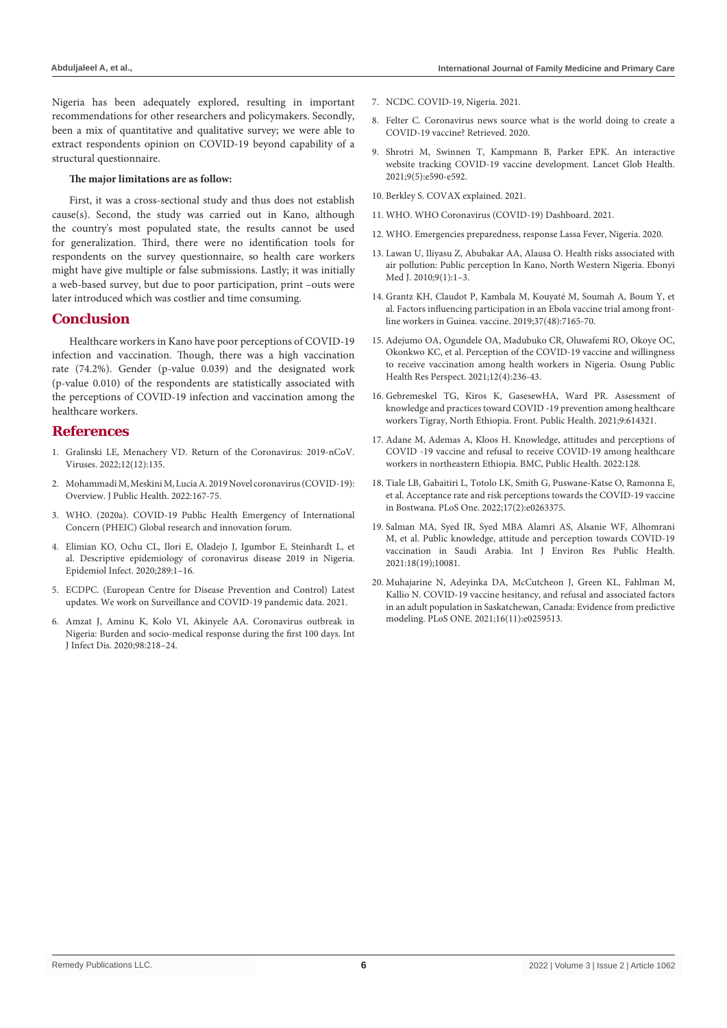Nigeria has been adequately explored, resulting in important recommendations for other researchers and policymakers. Secondly, been a mix of quantitative and qualitative survey; we were able to extract respondents opinion on COVID-19 beyond capability of a structural questionnaire.

**The major limitations are as follow:**

First, it was a cross-sectional study and thus does not establish cause(s). Second, the study was carried out in Kano, although the country's most populated state, the results cannot be used for generalization. Third, there were no identification tools for respondents on the survey questionnaire, so health care workers might have give multiple or false submissions. Lastly; it was initially a web-based survey, but due to poor participation, print –outs were later introduced which was costlier and time consuming.

## Conclusion

Healthcare workers in Kano have poor perceptions of COVID-19 infection and vaccination. Though, there was a high vaccination rate (74.2%). Gender (p-value 0.039) and the designated work (p-value 0.010) of the respondents are statistically associated with the perceptions of COVID-19 infection and vaccination among the healthcare workers.

## References

1. Gralinski LE, Menachery VD. Return of the Coronavirus: 2019-nCoV. Viruses. 2022;12(12):135.
2. Mohammadi M, Meskini M, Lucia A. 2019 Novel coronavirus (COVID-19): Overview. J Public Health. 2022:167-75.
3. WHO. (2020a). COVID-19 Public Health Emergency of International Concern (PHEIC) Global research and innovation forum.
4. Elimian KO, Ochu CL, Ilori E, Oladejo J, Igumbor E, Steinhardt L, et al. Descriptive epidemiology of coronavirus disease 2019 in Nigeria. Epidemiol Infect. 2020;289:1–16.
5. ECDPC. (European Centre for Disease Prevention and Control) Latest updates. We work on Surveillance and COVID-19 pandemic data. 2021.
6. Amzat J, Aminu K, Kolo VI, Akinyele AA. Coronavirus outbreak in Nigeria: Burden and socio-medical response during the first 100 days. Int J Infect Dis. 2020;98:218–24.
7. NCDC. COVID-19, Nigeria. 2021.
8. Felter C. Coronavirus news source what is the world doing to create a COVID-19 vaccine? Retrieved. 2020.
9. Shrotri M, Swinnen T, Kampmann B, Parker EPK. An interactive website tracking COVID-19 vaccine development. Lancet Glob Health. 2021;9(5):e590-e592.
10. Berkley S. COVAX explained. 2021.
11. WHO. WHO Coronavirus (COVID-19) Dashboard. 2021.
12. WHO. Emergencies preparedness, response Lassa Fever, Nigeria. 2020.
13. Lawan U, Iliyasu Z, Abubakar AA, Alausa O. Health risks associated with air pollution: Public perception In Kano, North Western Nigeria. Ebonyi Med J. 2010;9(1):1–3.
14. Grantz KH, Claudot P, Kambala M, Kouyaté M, Soumah A, Boum Y, et al. Factors influencing participation in an Ebola vaccine trial among front-line workers in Guinea. vaccine. 2019;37(48):7165-70.
15. Adejumo OA, Ogundele OA, Madubuko CR, Oluwafemi RO, Okoye OC, Okonkwo KC, et al. Perception of the COVID-19 vaccine and willingness to receive vaccination among health workers in Nigeria. Osung Public Health Res Perspect. 2021;12(4):236-43.
16. Gebremeskel TG, Kiros K, GasesewHA, Ward PR. Assessment of knowledge and practices toward COVID -19 prevention among healthcare workers Tigray, North Ethiopia. Front. Public Health. 2021;9:614321.
17. Adane M, Ademas A, Kloos H. Knowledge, attitudes and perceptions of COVID -19 vaccine and refusal to receive COVID-19 among healthcare workers in northeastern Ethiopia. BMC, Public Health. 2022:128.
18. Tiale LB, Gabaitiri L, Totolo LK, Smith G, Puswane-Katse O, Ramonna E, et al. Acceptance rate and risk perceptions towards the COVID-19 vaccine in Bostwana. PLoS One. 2022;17(2):e0263375.
19. Salman MA, Syed IR, Syed MBA Alamri AS, Alsanie WF, Alhomrani M, et al. Public knowledge, attitude and perception towards COVID-19 vaccination in Saudi Arabia. Int J Environ Res Public Health. 2021:18(19);10081.
20. Muhajarine N, Adeyinka DA, McCutcheon J, Green KL, Fahlman M, Kallio N. COVID-19 vaccine hesitancy, and refusal and associated factors in an adult population in Saskatchewan, Canada: Evidence from predictive modeling. PLoS ONE. 2021;16(11):e0259513.